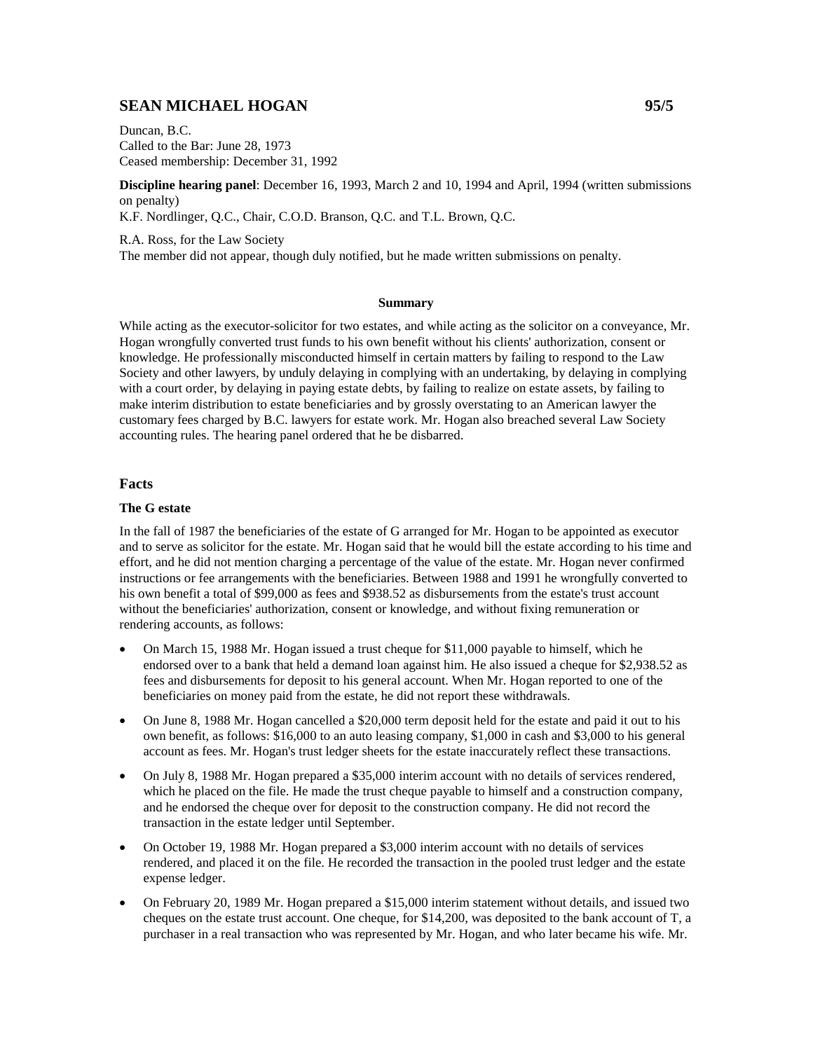# SEAN MICHAEL HOGAN 95/5

Duncan, B.C.
Called to the Bar: June 28, 1973
Ceased membership: December 31, 1992

**Discipline hearing panel**: December 16, 1993, March 2 and 10, 1994 and April, 1994 (written submissions on penalty)
K.F. Nordlinger, Q.C., Chair, C.O.D. Branson, Q.C. and T.L. Brown, Q.C.

R.A. Ross, for the Law Society
The member did not appear, though duly notified, but he made written submissions on penalty.

**Summary**

While acting as the executor-solicitor for two estates, and while acting as the solicitor on a conveyance, Mr. Hogan wrongfully converted trust funds to his own benefit without his clients' authorization, consent or knowledge. He professionally misconducted himself in certain matters by failing to respond to the Law Society and other lawyers, by unduly delaying in complying with an undertaking, by delaying in complying with a court order, by delaying in paying estate debts, by failing to realize on estate assets, by failing to make interim distribution to estate beneficiaries and by grossly overstating to an American lawyer the customary fees charged by B.C. lawyers for estate work. Mr. Hogan also breached several Law Society accounting rules. The hearing panel ordered that he be disbarred.

## Facts

### The G estate

In the fall of 1987 the beneficiaries of the estate of G arranged for Mr. Hogan to be appointed as executor and to serve as solicitor for the estate. Mr. Hogan said that he would bill the estate according to his time and effort, and he did not mention charging a percentage of the value of the estate. Mr. Hogan never confirmed instructions or fee arrangements with the beneficiaries. Between 1988 and 1991 he wrongfully converted to his own benefit a total of $99,000 as fees and $938.52 as disbursements from the estate's trust account without the beneficiaries' authorization, consent or knowledge, and without fixing remuneration or rendering accounts, as follows:

- On March 15, 1988 Mr. Hogan issued a trust cheque for $11,000 payable to himself, which he endorsed over to a bank that held a demand loan against him. He also issued a cheque for $2,938.52 as fees and disbursements for deposit to his general account. When Mr. Hogan reported to one of the beneficiaries on money paid from the estate, he did not report these withdrawals.
- On June 8, 1988 Mr. Hogan cancelled a $20,000 term deposit held for the estate and paid it out to his own benefit, as follows: $16,000 to an auto leasing company, $1,000 in cash and $3,000 to his general account as fees. Mr. Hogan's trust ledger sheets for the estate inaccurately reflect these transactions.
- On July 8, 1988 Mr. Hogan prepared a $35,000 interim account with no details of services rendered, which he placed on the file. He made the trust cheque payable to himself and a construction company, and he endorsed the cheque over for deposit to the construction company. He did not record the transaction in the estate ledger until September.
- On October 19, 1988 Mr. Hogan prepared a $3,000 interim account with no details of services rendered, and placed it on the file. He recorded the transaction in the pooled trust ledger and the estate expense ledger.
- On February 20, 1989 Mr. Hogan prepared a $15,000 interim statement without details, and issued two cheques on the estate trust account. One cheque, for $14,200, was deposited to the bank account of T, a purchaser in a real transaction who was represented by Mr. Hogan, and who later became his wife. Mr.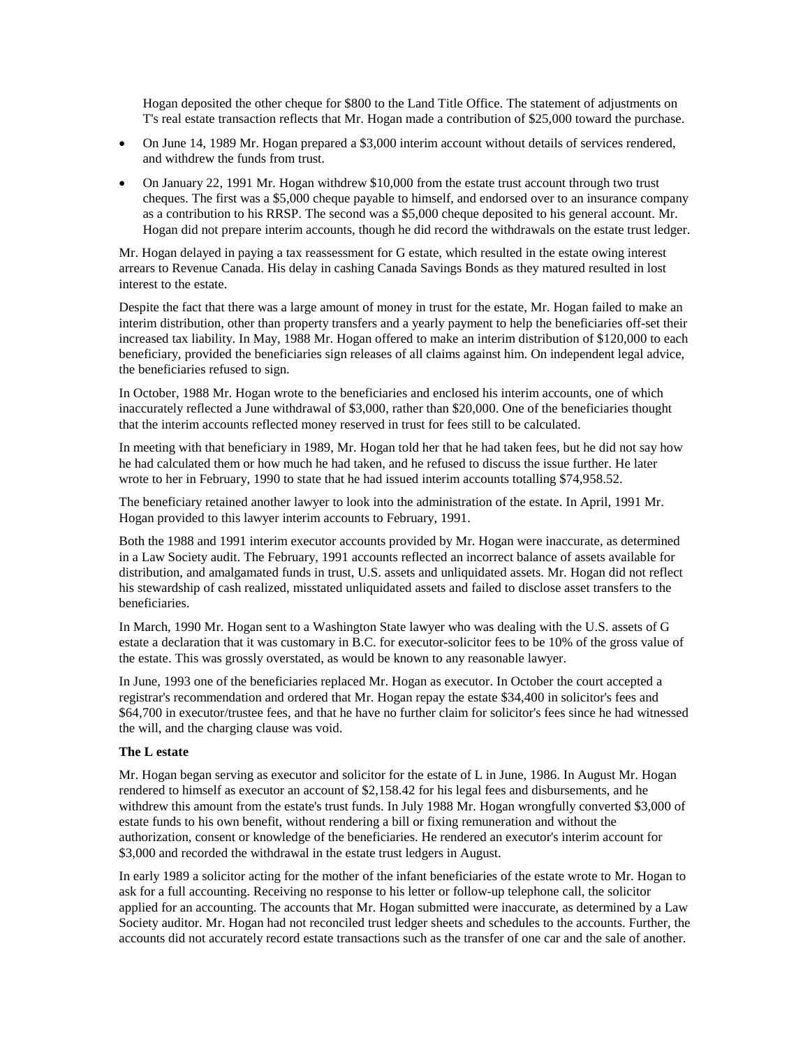Hogan deposited the other cheque for $800 to the Land Title Office. The statement of adjustments on T's real estate transaction reflects that Mr. Hogan made a contribution of $25,000 toward the purchase.

- On June 14, 1989 Mr. Hogan prepared a $3,000 interim account without details of services rendered, and withdrew the funds from trust.
- On January 22, 1991 Mr. Hogan withdrew $10,000 from the estate trust account through two trust cheques. The first was a $5,000 cheque payable to himself, and endorsed over to an insurance company as a contribution to his RRSP. The second was a $5,000 cheque deposited to his general account. Mr. Hogan did not prepare interim accounts, though he did record the withdrawals on the estate trust ledger.

Mr. Hogan delayed in paying a tax reassessment for G estate, which resulted in the estate owing interest arrears to Revenue Canada. His delay in cashing Canada Savings Bonds as they matured resulted in lost interest to the estate.

Despite the fact that there was a large amount of money in trust for the estate, Mr. Hogan failed to make an interim distribution, other than property transfers and a yearly payment to help the beneficiaries off-set their increased tax liability. In May, 1988 Mr. Hogan offered to make an interim distribution of $120,000 to each beneficiary, provided the beneficiaries sign releases of all claims against him. On independent legal advice, the beneficiaries refused to sign.

In October, 1988 Mr. Hogan wrote to the beneficiaries and enclosed his interim accounts, one of which inaccurately reflected a June withdrawal of $3,000, rather than $20,000. One of the beneficiaries thought that the interim accounts reflected money reserved in trust for fees still to be calculated.

In meeting with that beneficiary in 1989, Mr. Hogan told her that he had taken fees, but he did not say how he had calculated them or how much he had taken, and he refused to discuss the issue further. He later wrote to her in February, 1990 to state that he had issued interim accounts totalling $74,958.52.

The beneficiary retained another lawyer to look into the administration of the estate. In April, 1991 Mr. Hogan provided to this lawyer interim accounts to February, 1991.

Both the 1988 and 1991 interim executor accounts provided by Mr. Hogan were inaccurate, as determined in a Law Society audit. The February, 1991 accounts reflected an incorrect balance of assets available for distribution, and amalgamated funds in trust, U.S. assets and unliquidated assets. Mr. Hogan did not reflect his stewardship of cash realized, misstated unliquidated assets and failed to disclose asset transfers to the beneficiaries.

In March, 1990 Mr. Hogan sent to a Washington State lawyer who was dealing with the U.S. assets of G estate a declaration that it was customary in B.C. for executor-solicitor fees to be 10% of the gross value of the estate. This was grossly overstated, as would be known to any reasonable lawyer.

In June, 1993 one of the beneficiaries replaced Mr. Hogan as executor. In October the court accepted a registrar's recommendation and ordered that Mr. Hogan repay the estate $34,400 in solicitor's fees and $64,700 in executor/trustee fees, and that he have no further claim for solicitor's fees since he had witnessed the will, and the charging clause was void.

**The L estate**

Mr. Hogan began serving as executor and solicitor for the estate of L in June, 1986. In August Mr. Hogan rendered to himself as executor an account of $2,158.42 for his legal fees and disbursements, and he withdrew this amount from the estate's trust funds. In July 1988 Mr. Hogan wrongfully converted $3,000 of estate funds to his own benefit, without rendering a bill or fixing remuneration and without the authorization, consent or knowledge of the beneficiaries. He rendered an executor's interim account for $3,000 and recorded the withdrawal in the estate trust ledgers in August.

In early 1989 a solicitor acting for the mother of the infant beneficiaries of the estate wrote to Mr. Hogan to ask for a full accounting. Receiving no response to his letter or follow-up telephone call, the solicitor applied for an accounting. The accounts that Mr. Hogan submitted were inaccurate, as determined by a Law Society auditor. Mr. Hogan had not reconciled trust ledger sheets and schedules to the accounts. Further, the accounts did not accurately record estate transactions such as the transfer of one car and the sale of another.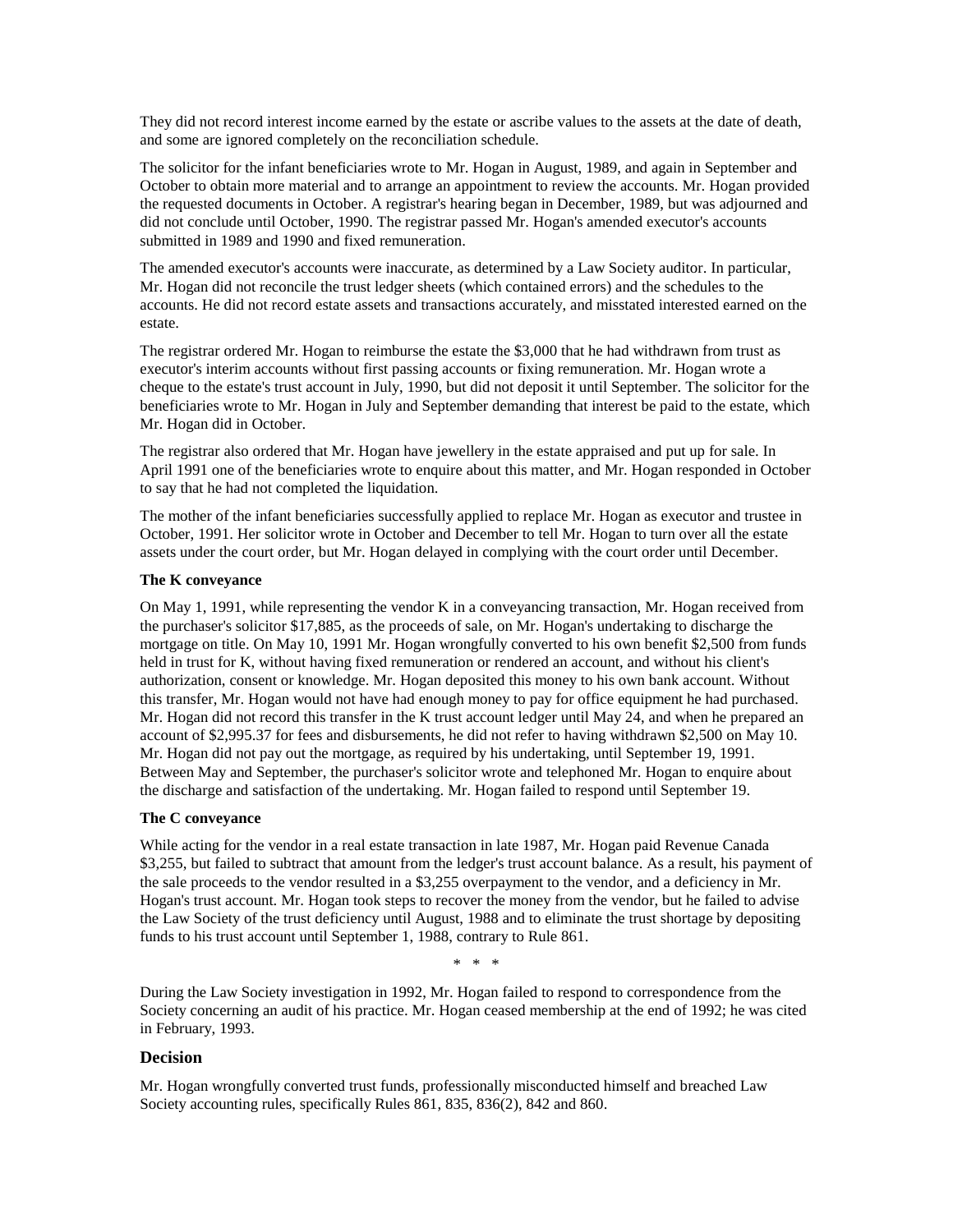They did not record interest income earned by the estate or ascribe values to the assets at the date of death, and some are ignored completely on the reconciliation schedule.

The solicitor for the infant beneficiaries wrote to Mr. Hogan in August, 1989, and again in September and October to obtain more material and to arrange an appointment to review the accounts. Mr. Hogan provided the requested documents in October. A registrar's hearing began in December, 1989, but was adjourned and did not conclude until October, 1990. The registrar passed Mr. Hogan's amended executor's accounts submitted in 1989 and 1990 and fixed remuneration.

The amended executor's accounts were inaccurate, as determined by a Law Society auditor. In particular, Mr. Hogan did not reconcile the trust ledger sheets (which contained errors) and the schedules to the accounts. He did not record estate assets and transactions accurately, and misstated interested earned on the estate.

The registrar ordered Mr. Hogan to reimburse the estate the $3,000 that he had withdrawn from trust as executor's interim accounts without first passing accounts or fixing remuneration. Mr. Hogan wrote a cheque to the estate's trust account in July, 1990, but did not deposit it until September. The solicitor for the beneficiaries wrote to Mr. Hogan in July and September demanding that interest be paid to the estate, which Mr. Hogan did in October.

The registrar also ordered that Mr. Hogan have jewellery in the estate appraised and put up for sale. In April 1991 one of the beneficiaries wrote to enquire about this matter, and Mr. Hogan responded in October to say that he had not completed the liquidation.

The mother of the infant beneficiaries successfully applied to replace Mr. Hogan as executor and trustee in October, 1991. Her solicitor wrote in October and December to tell Mr. Hogan to turn over all the estate assets under the court order, but Mr. Hogan delayed in complying with the court order until December.

**The K conveyance**

On May 1, 1991, while representing the vendor K in a conveyancing transaction, Mr. Hogan received from the purchaser's solicitor $17,885, as the proceeds of sale, on Mr. Hogan's undertaking to discharge the mortgage on title. On May 10, 1991 Mr. Hogan wrongfully converted to his own benefit $2,500 from funds held in trust for K, without having fixed remuneration or rendered an account, and without his client's authorization, consent or knowledge. Mr. Hogan deposited this money to his own bank account. Without this transfer, Mr. Hogan would not have had enough money to pay for office equipment he had purchased. Mr. Hogan did not record this transfer in the K trust account ledger until May 24, and when he prepared an account of $2,995.37 for fees and disbursements, he did not refer to having withdrawn $2,500 on May 10. Mr. Hogan did not pay out the mortgage, as required by his undertaking, until September 19, 1991. Between May and September, the purchaser's solicitor wrote and telephoned Mr. Hogan to enquire about the discharge and satisfaction of the undertaking. Mr. Hogan failed to respond until September 19.

**The C conveyance**

While acting for the vendor in a real estate transaction in late 1987, Mr. Hogan paid Revenue Canada $3,255, but failed to subtract that amount from the ledger's trust account balance. As a result, his payment of the sale proceeds to the vendor resulted in a $3,255 overpayment to the vendor, and a deficiency in Mr. Hogan's trust account. Mr. Hogan took steps to recover the money from the vendor, but he failed to advise the Law Society of the trust deficiency until August, 1988 and to eliminate the trust shortage by depositing funds to his trust account until September 1, 1988, contrary to Rule 861.

\* \* \*

During the Law Society investigation in 1992, Mr. Hogan failed to respond to correspondence from the Society concerning an audit of his practice. Mr. Hogan ceased membership at the end of 1992; he was cited in February, 1993.

## Decision

Mr. Hogan wrongfully converted trust funds, professionally misconducted himself and breached Law Society accounting rules, specifically Rules 861, 835, 836(2), 842 and 860.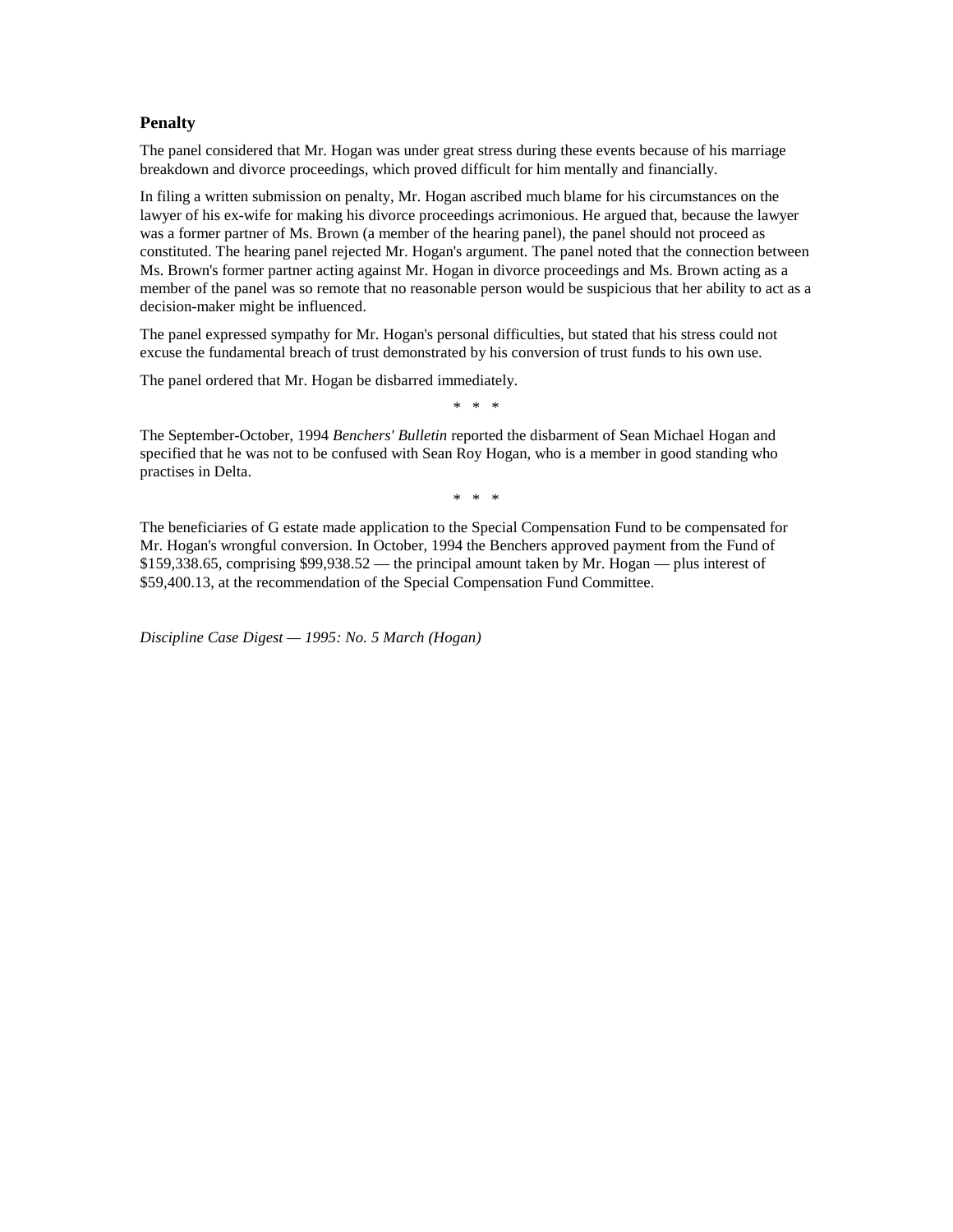### Penalty

The panel considered that Mr. Hogan was under great stress during these events because of his marriage breakdown and divorce proceedings, which proved difficult for him mentally and financially.

In filing a written submission on penalty, Mr. Hogan ascribed much blame for his circumstances on the lawyer of his ex-wife for making his divorce proceedings acrimonious. He argued that, because the lawyer was a former partner of Ms. Brown (a member of the hearing panel), the panel should not proceed as constituted. The hearing panel rejected Mr. Hogan's argument. The panel noted that the connection between Ms. Brown's former partner acting against Mr. Hogan in divorce proceedings and Ms. Brown acting as a member of the panel was so remote that no reasonable person would be suspicious that her ability to act as a decision-maker might be influenced.

The panel expressed sympathy for Mr. Hogan's personal difficulties, but stated that his stress could not excuse the fundamental breach of trust demonstrated by his conversion of trust funds to his own use.

The panel ordered that Mr. Hogan be disbarred immediately.

\* \* \*

The September-October, 1994 *Benchers' Bulletin* reported the disbarment of Sean Michael Hogan and specified that he was not to be confused with Sean Roy Hogan, who is a member in good standing who practises in Delta.

\* \* \*

The beneficiaries of G estate made application to the Special Compensation Fund to be compensated for Mr. Hogan's wrongful conversion. In October, 1994 the Benchers approved payment from the Fund of $159,338.65, comprising $99,938.52 — the principal amount taken by Mr. Hogan — plus interest of $59,400.13, at the recommendation of the Special Compensation Fund Committee.

*Discipline Case Digest — 1995: No. 5 March (Hogan)*